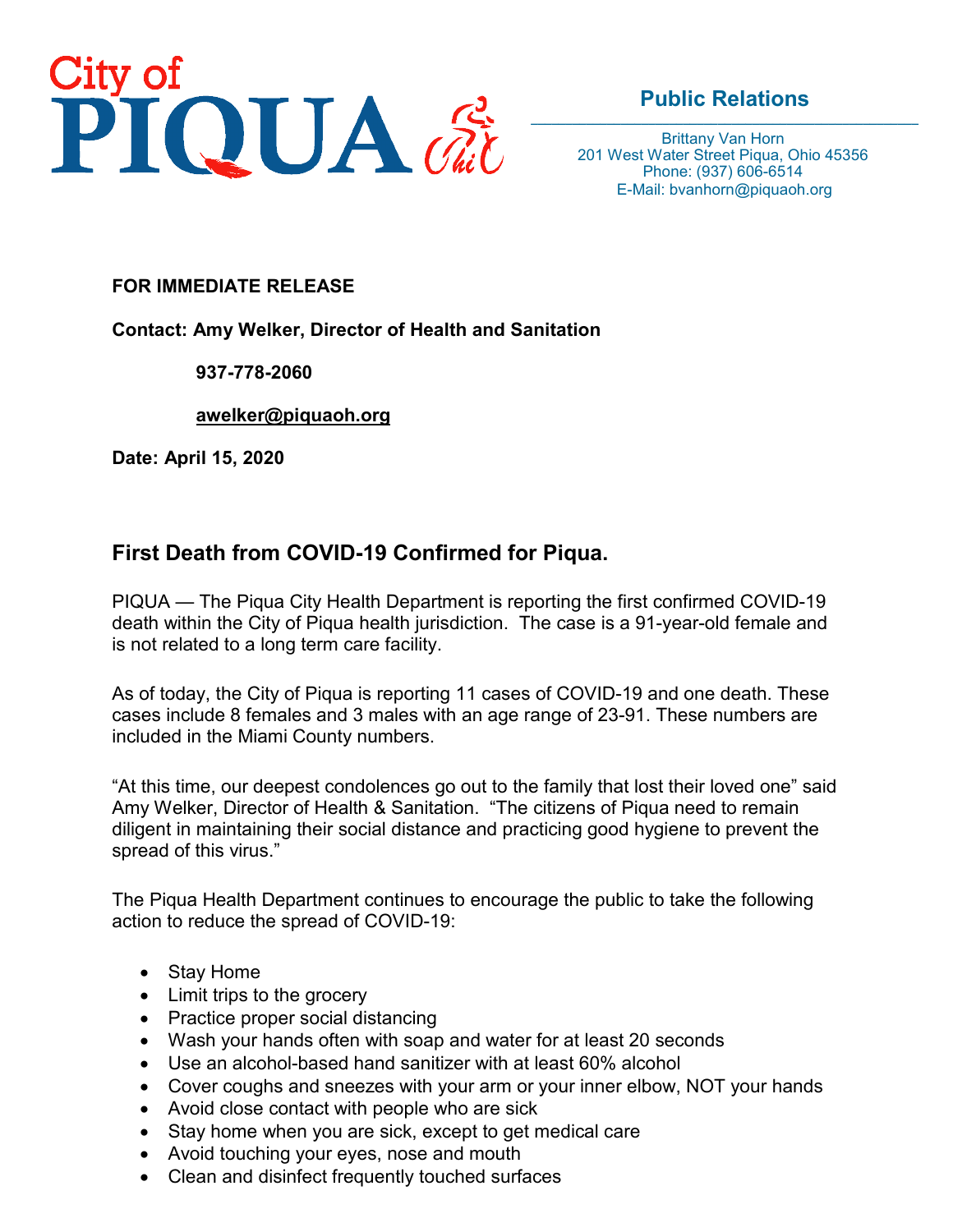City of PIQUA

**Public Relations**

Brittany Van Horn
201 West Water Street Piqua, Ohio 45356
Phone: (937) 606-6514
E-Mail: bvanhorn@piquaoh.org

**FOR IMMEDIATE RELEASE**

**Contact: Amy Welker, Director of Health and Sanitation**

**937-778-2060**

**awelker@piquaoh.org**

**Date: April 15, 2020**

## First Death from COVID-19 Confirmed for Piqua.

PIQUA — The Piqua City Health Department is reporting the first confirmed COVID-19 death within the City of Piqua health jurisdiction. The case is a 91-year-old female and is not related to a long term care facility.

As of today, the City of Piqua is reporting 11 cases of COVID-19 and one death. These cases include 8 females and 3 males with an age range of 23-91. These numbers are included in the Miami County numbers.

"At this time, our deepest condolences go out to the family that lost their loved one" said Amy Welker, Director of Health & Sanitation. "The citizens of Piqua need to remain diligent in maintaining their social distance and practicing good hygiene to prevent the spread of this virus."

The Piqua Health Department continues to encourage the public to take the following action to reduce the spread of COVID-19:

- Stay Home
- Limit trips to the grocery
- Practice proper social distancing
- Wash your hands often with soap and water for at least 20 seconds
- Use an alcohol-based hand sanitizer with at least 60% alcohol
- Cover coughs and sneezes with your arm or your inner elbow, NOT your hands
- Avoid close contact with people who are sick
- Stay home when you are sick, except to get medical care
- Avoid touching your eyes, nose and mouth
- Clean and disinfect frequently touched surfaces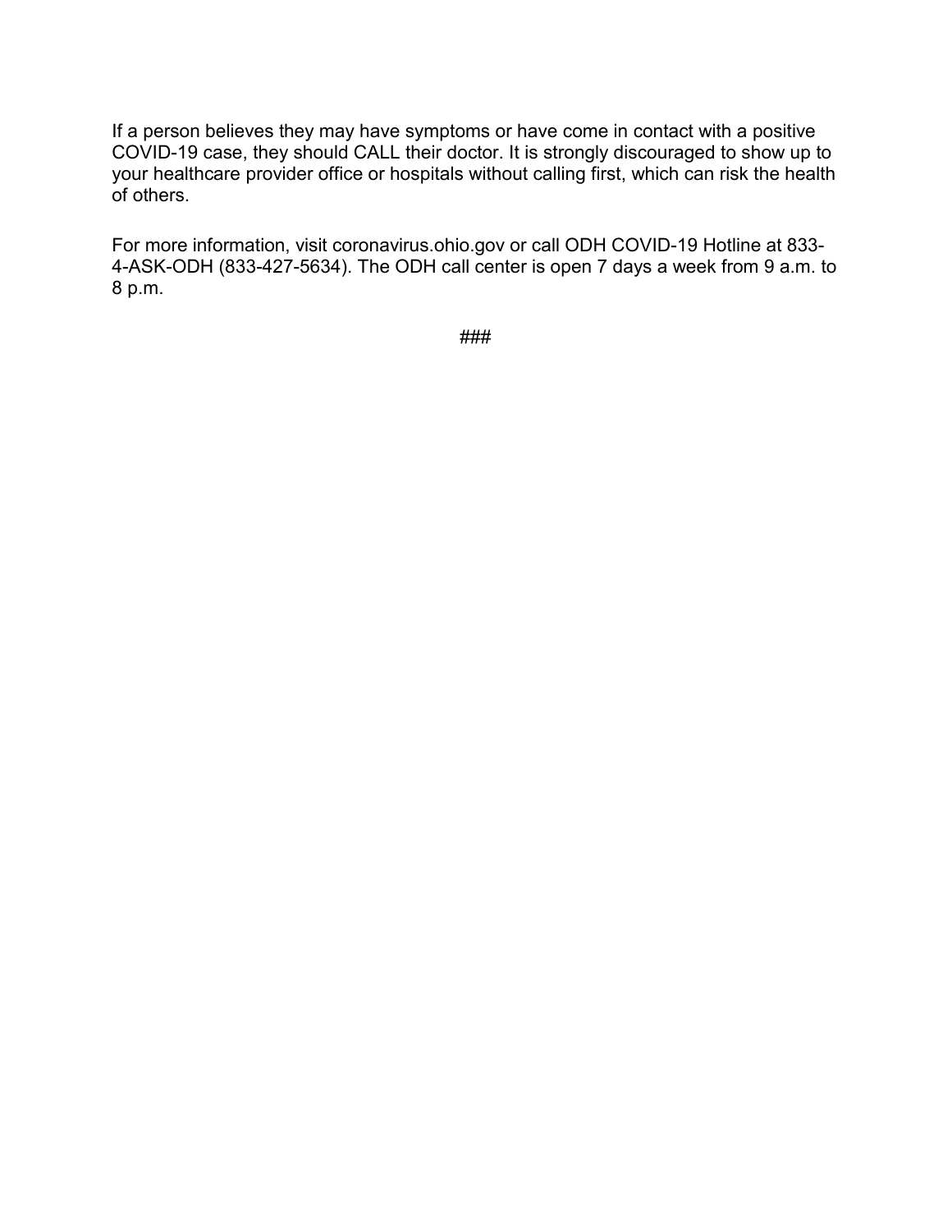If a person believes they may have symptoms or have come in contact with a positive COVID-19 case, they should CALL their doctor. It is strongly discouraged to show up to your healthcare provider office or hospitals without calling first, which can risk the health of others.

For more information, visit coronavirus.ohio.gov or call ODH COVID-19 Hotline at 833-4-ASK-ODH (833-427-5634). The ODH call center is open 7 days a week from 9 a.m. to 8 p.m.

###